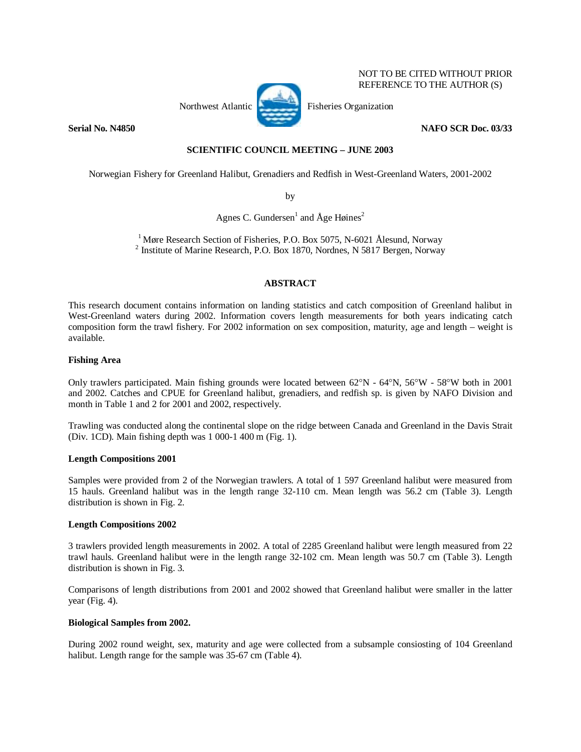NOT TO BE CITED WITHOUT PRIOR REFERENCE TO THE AUTHOR (S)

Northwest Atlantic Fisheries Organization

**Serial No. N4850** **NAFO SCR Doc. 03/33**

**SCIENTIFIC COUNCIL MEETING – JUNE 2003**

Norwegian Fishery for Greenland Halibut, Grenadiers and Redfish in West-Greenland Waters, 2001-2002

by

Agnes C. Gundersen[1] and Åge Høines[2]

[1] Møre Research Section of Fisheries, P.O. Box 5075, N-6021 Ålesund, Norway
[2] Institute of Marine Research, P.O. Box 1870, Nordnes, N 5817 Bergen, Norway

## ABSTRACT

This research document contains information on landing statistics and catch composition of Greenland halibut in West-Greenland waters during 2002. Information covers length measurements for both years indicating catch composition form the trawl fishery. For 2002 information on sex composition, maturity, age and length – weight is available.

### Fishing Area

Only trawlers participated. Main fishing grounds were located between 62°N - 64°N, 56°W - 58°W both in 2001 and 2002. Catches and CPUE for Greenland halibut, grenadiers, and redfish sp. is given by NAFO Division and month in Table 1 and 2 for 2001 and 2002, respectively.

Trawling was conducted along the continental slope on the ridge between Canada and Greenland in the Davis Strait (Div. 1CD). Main fishing depth was 1 000-1 400 m (Fig. 1).

### Length Compositions 2001

Samples were provided from 2 of the Norwegian trawlers. A total of 1 597 Greenland halibut were measured from 15 hauls. Greenland halibut was in the length range 32-110 cm. Mean length was 56.2 cm (Table 3). Length distribution is shown in Fig. 2.

### Length Compositions 2002

3 trawlers provided length measurements in 2002. A total of 2285 Greenland halibut were length measured from 22 trawl hauls. Greenland halibut were in the length range 32-102 cm. Mean length was 50.7 cm (Table 3). Length distribution is shown in Fig. 3.

Comparisons of length distributions from 2001 and 2002 showed that Greenland halibut were smaller in the latter year (Fig. 4).

### Biological Samples from 2002.

During 2002 round weight, sex, maturity and age were collected from a subsample consiosting of 104 Greenland halibut. Length range for the sample was 35-67 cm (Table 4).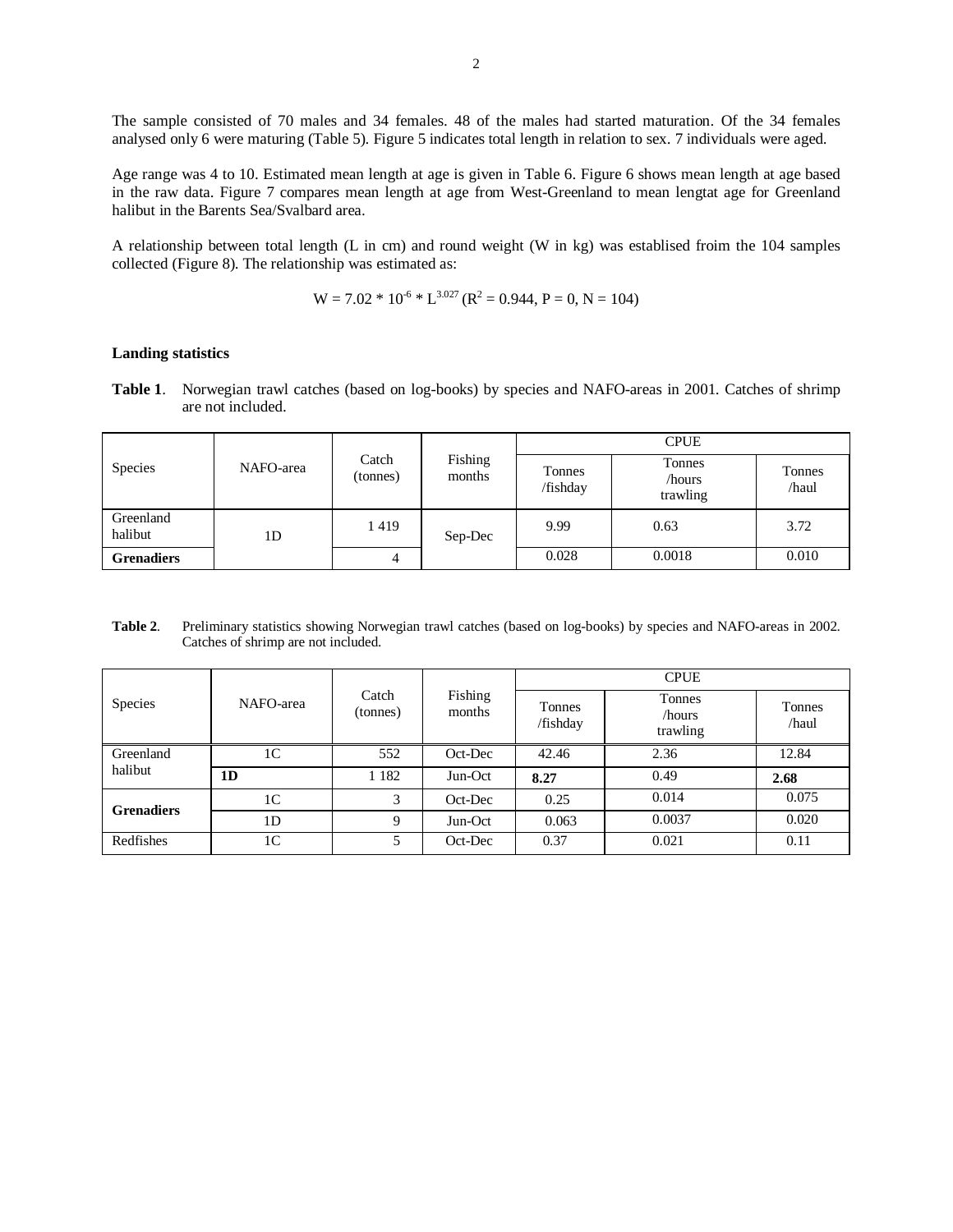The sample consisted of 70 males and 34 females. 48 of the males had started maturation. Of the 34 females analysed only 6 were maturing (Table 5). Figure 5 indicates total length in relation to sex. 7 individuals were aged.

Age range was 4 to 10. Estimated mean length at age is given in Table 6. Figure 6 shows mean length at age based in the raw data. Figure 7 compares mean length at age from West-Greenland to mean lengtat age for Greenland halibut in the Barents Sea/Svalbard area.

A relationship between total length (L in cm) and round weight (W in kg) was establised froim the 104 samples collected (Figure 8). The relationship was estimated as:

$$W = 7.02 * 10^{-6} * L^{3.027} \ (R^2 = 0.944, P = 0, N = 104)$$

### Landing statistics

**Table 1**. Norwegian trawl catches (based on log-books) by species and NAFO-areas in 2001. Catches of shrimp are not included.

| Species | NAFO-area | Catch (tonnes) | Fishing months | CPUE | | |
|---|---|---|---|---|---|---|
| | | | | Tonnes /fishday | Tonnes /hours trawling | Tonnes /haul |
| Greenland halibut | 1D | 1 419 | Sep-Dec | 9.99 | 0.63 | 3.72 |
| **Grenadiers** | | 4 | | 0.028 | 0.0018 | 0.010 |

**Table 2**. Preliminary statistics showing Norwegian trawl catches (based on log-books) by species and NAFO-areas in 2002. Catches of shrimp are not included.

| Species | NAFO-area | Catch (tonnes) | Fishing months | CPUE | | |
|---|---|---|---|---|---|---|
| | | | | Tonnes /fishday | Tonnes /hours trawling | Tonnes /haul |
| Greenland halibut | 1C | 552 | Oct-Dec | 42.46 | 2.36 | 12.84 |
| | **1D** | 1 182 | Jun-Oct | **8.27** | 0.49 | **2.68** |
| **Grenadiers** | 1C | 3 | Oct-Dec | 0.25 | 0.014 | 0.075 |
| | 1D | 9 | Jun-Oct | 0.063 | 0.0037 | 0.020 |
| Redfishes | 1C | 5 | Oct-Dec | 0.37 | 0.021 | 0.11 |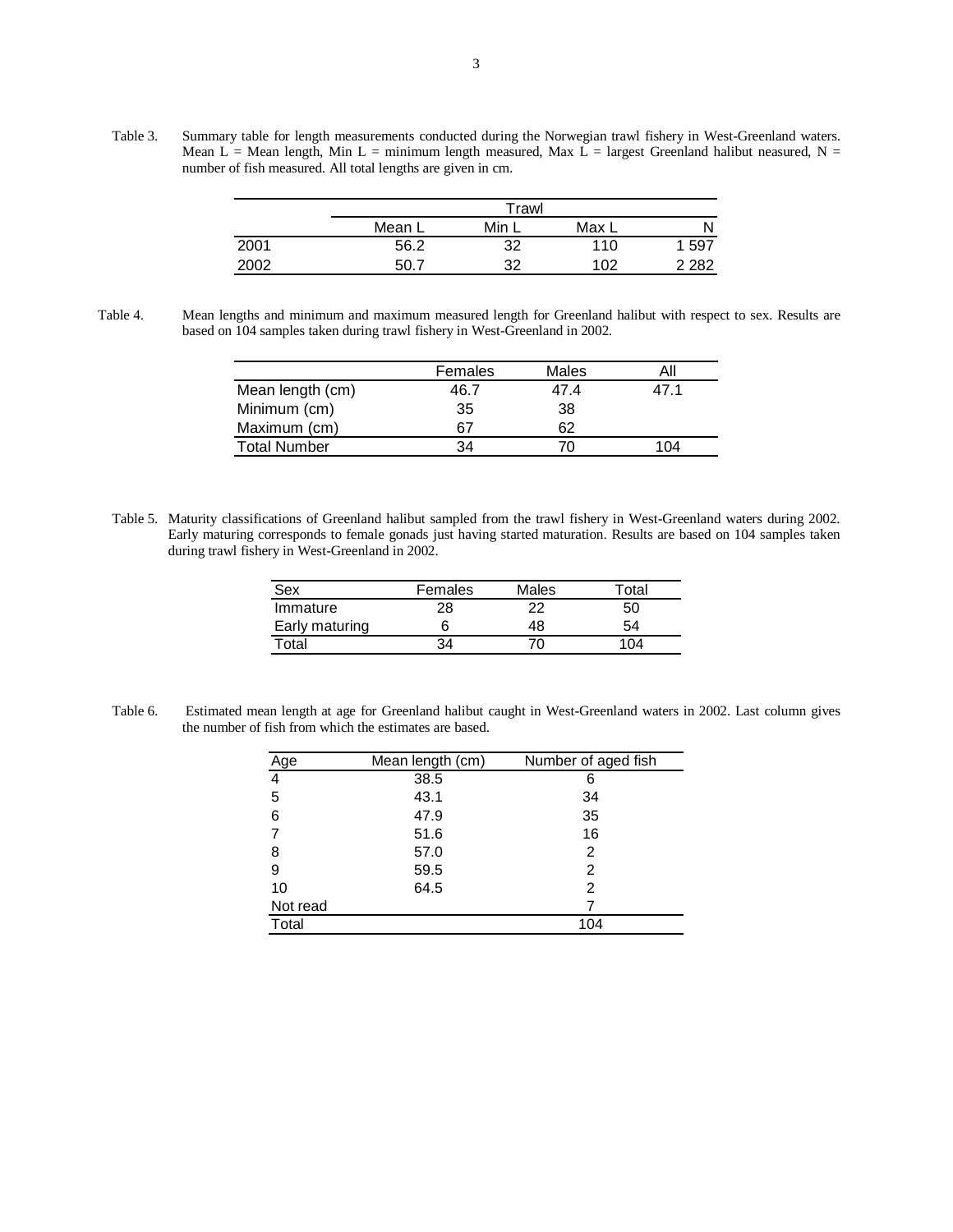Table 3. Summary table for length measurements conducted during the Norwegian trawl fishery in West-Greenland waters. Mean L = Mean length, Min L = minimum length measured, Max L = largest Greenland halibut neasured, N = number of fish measured. All total lengths are given in cm.

| | Trawl | | | |
|---|---|---|---|---|
| | Mean L | Min L | Max L | N |
| 2001 | 56.2 | 32 | 110 | 1 597 |
| 2002 | 50.7 | 32 | 102 | 2 282 |

Table 4. Mean lengths and minimum and maximum measured length for Greenland halibut with respect to sex. Results are based on 104 samples taken during trawl fishery in West-Greenland in 2002.

| | Females | Males | All |
|---|---|---|---|
| Mean length (cm) | 46.7 | 47.4 | 47.1 |
| Minimum (cm) | 35 | 38 | |
| Maximum (cm) | 67 | 62 | |
| Total Number | 34 | 70 | 104 |

Table 5. Maturity classifications of Greenland halibut sampled from the trawl fishery in West-Greenland waters during 2002. Early maturing corresponds to female gonads just having started maturation. Results are based on 104 samples taken during trawl fishery in West-Greenland in 2002.

| Sex | Females | Males | Total |
|---|---|---|---|
| Immature | 28 | 22 | 50 |
| Early maturing | 6 | 48 | 54 |
| Total | 34 | 70 | 104 |

Table 6. Estimated mean length at age for Greenland halibut caught in West-Greenland waters in 2002. Last column gives the number of fish from which the estimates are based.

| Age | Mean length (cm) | Number of aged fish |
|---|---|---|
| 4 | 38.5 | 6 |
| 5 | 43.1 | 34 |
| 6 | 47.9 | 35 |
| 7 | 51.6 | 16 |
| 8 | 57.0 | 2 |
| 9 | 59.5 | 2 |
| 10 | 64.5 | 2 |
| Not read | | 7 |
| Total | | 104 |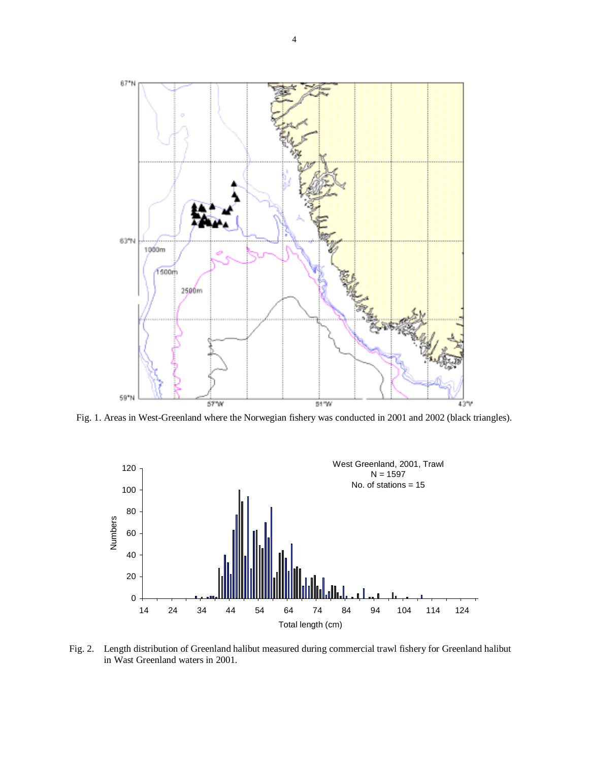Fig. 1. Areas in West-Greenland where the Norwegian fishery was conducted in 2001 and 2002 (black triangles).

Fig. 2. Length distribution of Greenland halibut measured during commercial trawl fishery for Greenland halibut in Wast Greenland waters in 2001.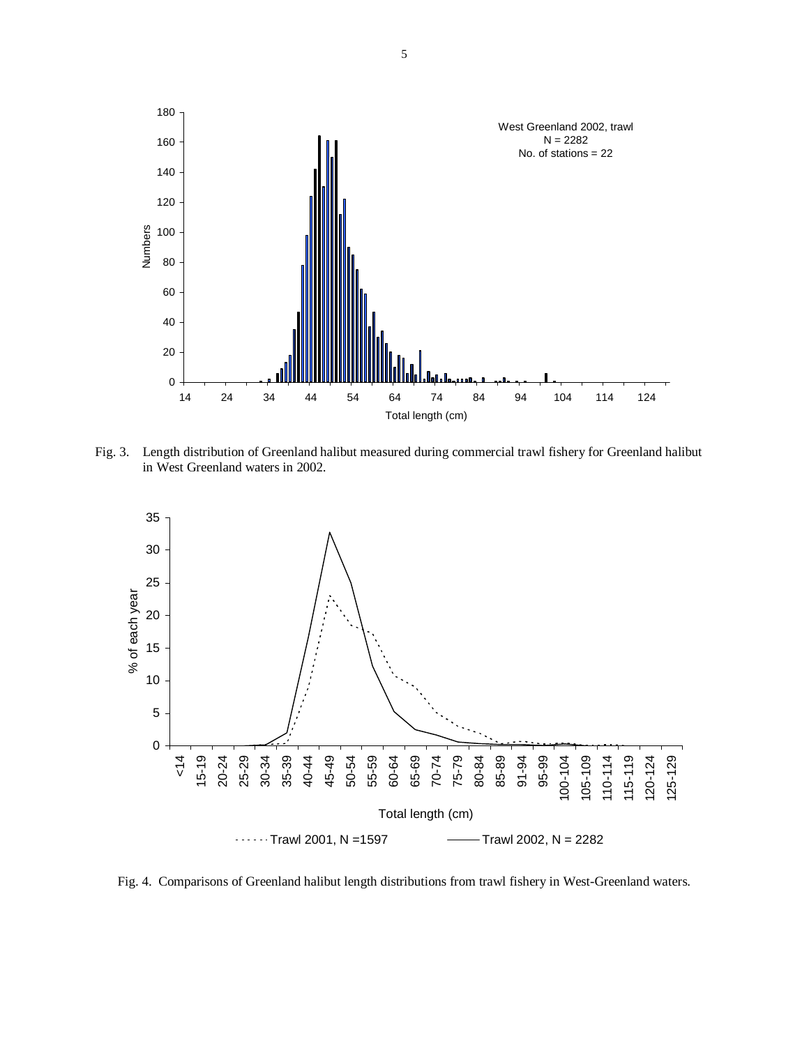Fig. 3. Length distribution of Greenland halibut measured during commercial trawl fishery for Greenland halibut in West Greenland waters in 2002.

Fig. 4. Comparisons of Greenland halibut length distributions from trawl fishery in West-Greenland waters.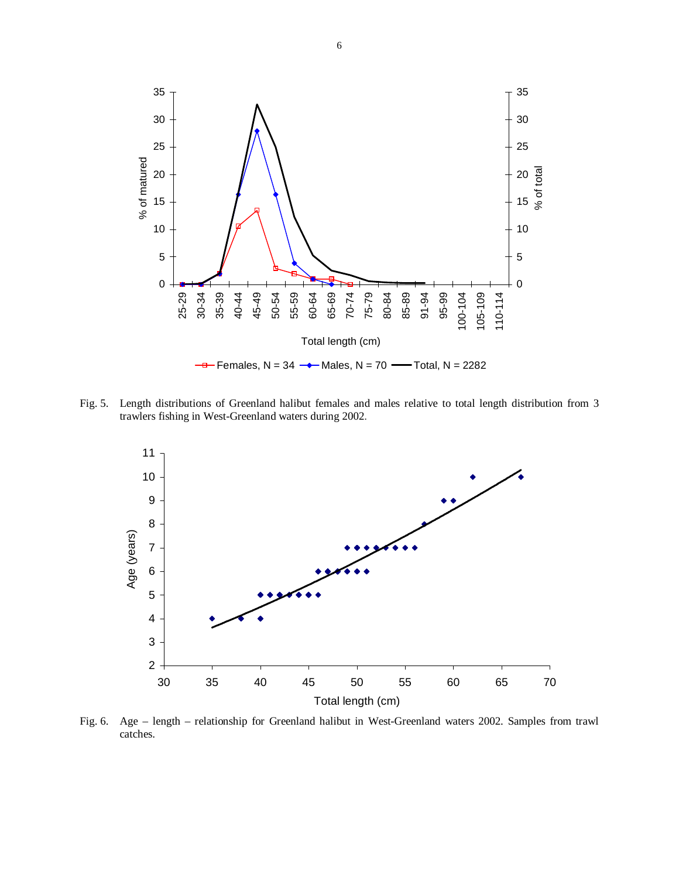Fig. 5. Length distributions of Greenland halibut females and males relative to total length distribution from 3 trawlers fishing in West-Greenland waters during 2002.

Fig. 6. Age – length – relationship for Greenland halibut in West-Greenland waters 2002. Samples from trawl catches.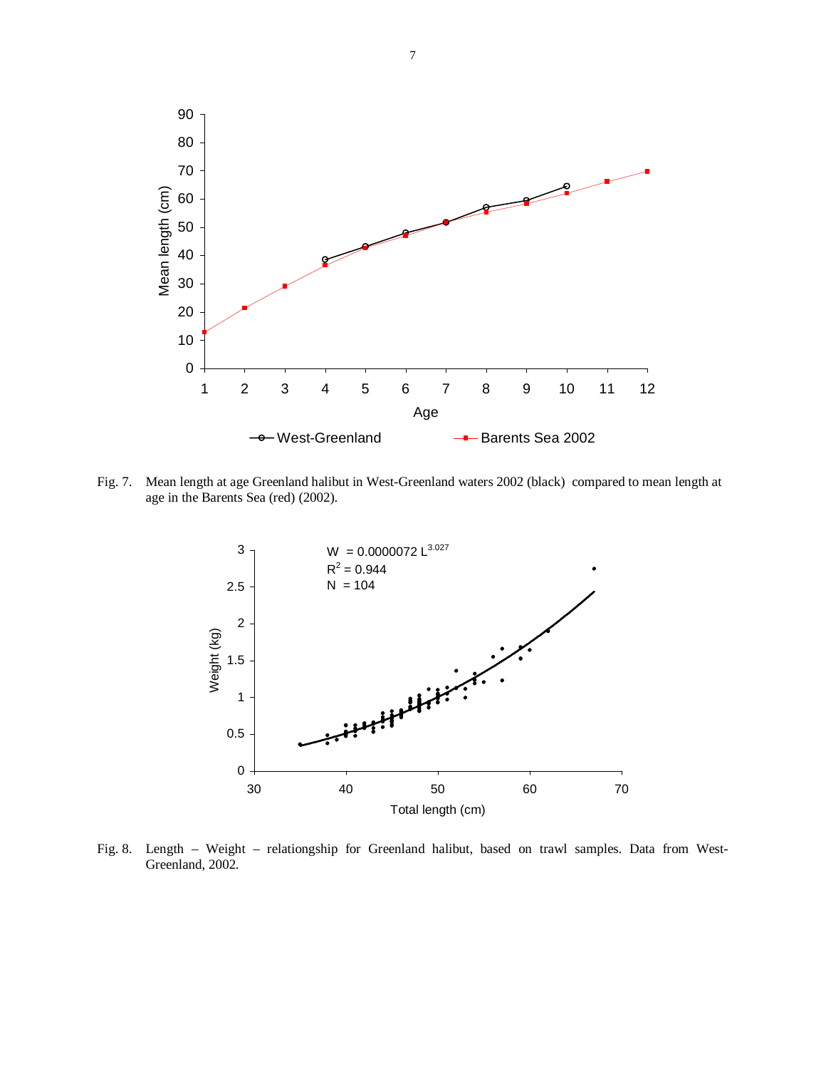90
80
70
60
50
40
30
20
10
0

Mean length (cm)

1 2 3 4 5 6 7 8 9 10 11 12

Age

West-Greenland    Barents Sea 2002

Fig. 7. Mean length at age Greenland halibut in West-Greenland waters 2002 (black) compared to mean length at age in the Barents Sea (red) (2002).

$W = 0.0000072 L^{3.027}$

$R^2 = 0.944$

$N = 104$

3
2.5
2
1.5
1
0.5
0

Weight (kg)

30 40 50 60 70

Total length (cm)

Fig. 8. Length – Weight – relationgship for Greenland halibut, based on trawl samples. Data from West-Greenland, 2002.